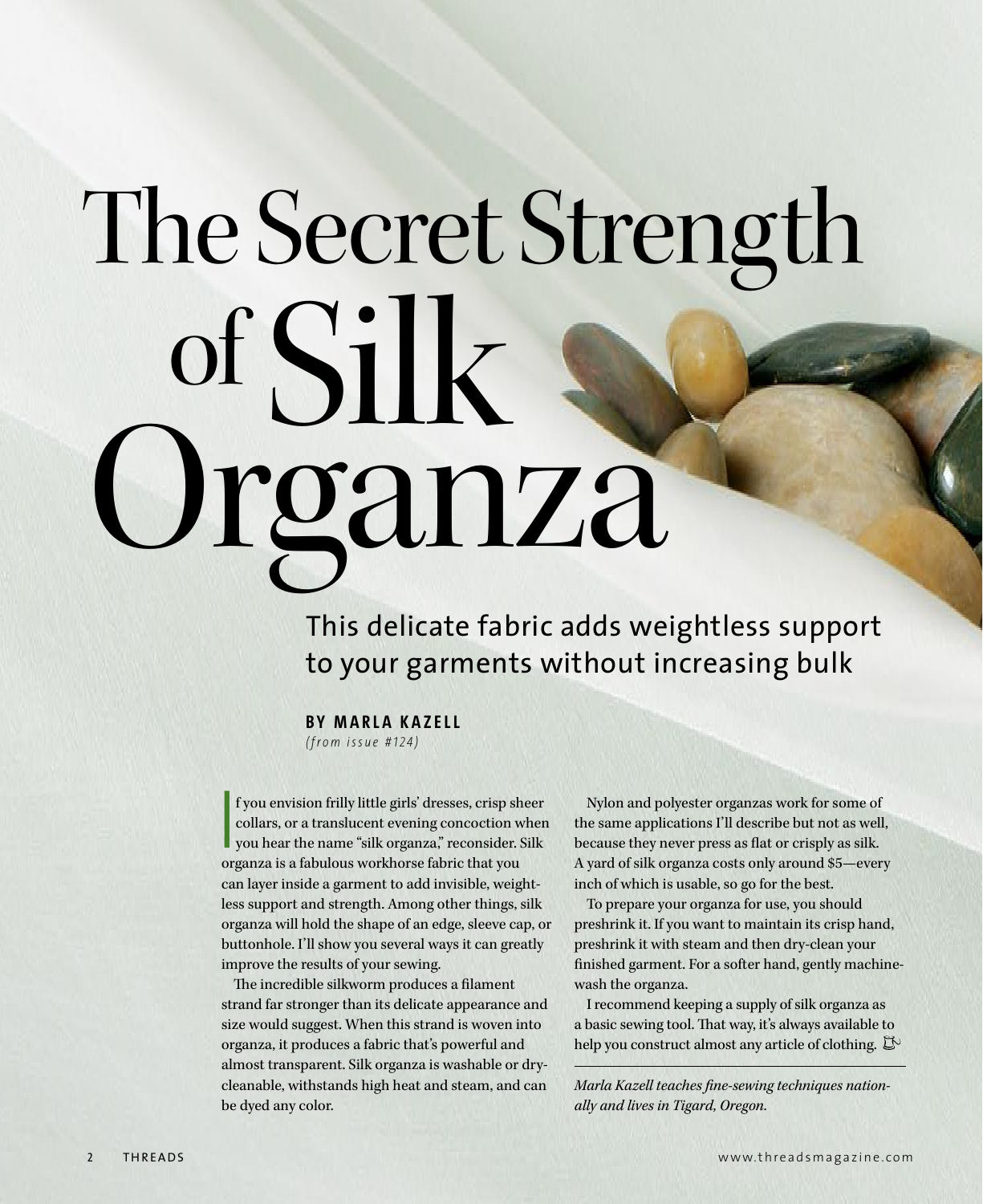# The Secret Strength of Silk Organza

## This delicate fabric adds weightless support to your garments without increasing bulk

**BY MARLA KAZELL**
*(from issue #124)*

If you envision frilly little girls' dresses, crisp sheer collars, or a translucent evening concoction when you hear the name "silk organza," reconsider. Silk organza is a fabulous workhorse fabric that you can layer inside a garment to add invisible, weightless support and strength. Among other things, silk organza will hold the shape of an edge, sleeve cap, or buttonhole. I'll show you several ways it can greatly improve the results of your sewing.

The incredible silkworm produces a filament strand far stronger than its delicate appearance and size would suggest. When this strand is woven into organza, it produces a fabric that's powerful and almost transparent. Silk organza is washable or dry-cleanable, withstands high heat and steam, and can be dyed any color.

Nylon and polyester organzas work for some of the same applications I'll describe but not as well, because they never press as flat or crisply as silk. A yard of silk organza costs only around $5—every inch of which is usable, so go for the best.

To prepare your organza for use, you should preshrink it. If you want to maintain its crisp hand, preshrink it with steam and then dry-clean your finished garment. For a softer hand, gently machine-wash the organza.

I recommend keeping a supply of silk organza as a basic sewing tool. That way, it's always available to help you construct almost any article of clothing.

---

*Marla Kazell teaches fine-sewing techniques nationally and lives in Tigard, Oregon.*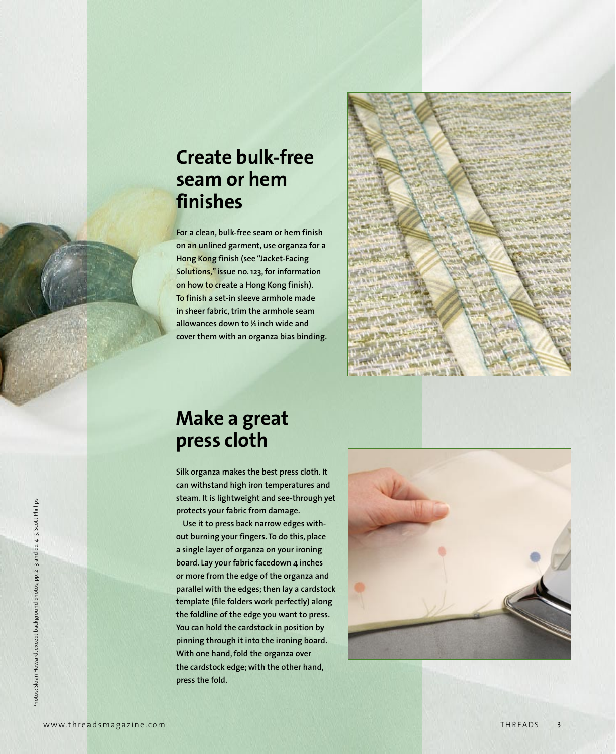## Create bulk-free seam or hem finishes

**For a clean, bulk-free seam or hem finish on an unlined garment, use organza for a Hong Kong finish (see "Jacket-Facing Solutions," issue no. 123, for information on how to create a Hong Kong finish). To finish a set-in sleeve armhole made in sheer fabric, trim the armhole seam allowances down to ¼ inch wide and cover them with an organza bias binding.**

## Make a great press cloth

**Silk organza makes the best press cloth. It can withstand high iron temperatures and steam. It is lightweight and see-through yet protects your fabric from damage.**

**Use it to press back narrow edges without burning your fingers. To do this, place a single layer of organza on your ironing board. Lay your fabric facedown 4 inches or more from the edge of the organza and parallel with the edges; then lay a cardstock template (file folders work perfectly) along the foldline of the edge you want to press. You can hold the cardstock in position by pinning through it into the ironing board. With one hand, fold the organza over the cardstock edge; with the other hand, press the fold.**

Photos: Sloan Howard, except background photos, pp. 2–3 and pp. 4–5, Scott Phillips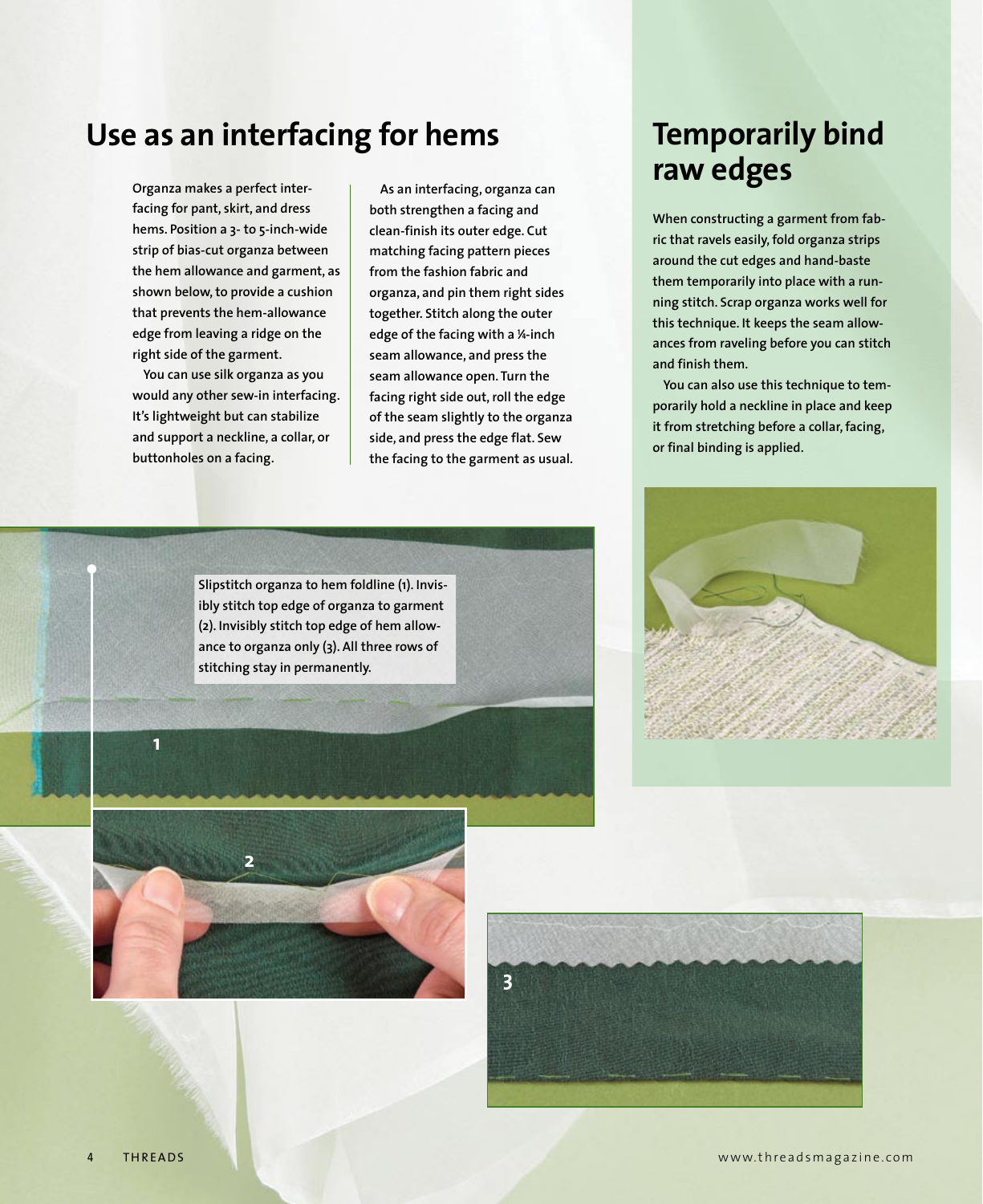## Use as an interfacing for hems

Organza makes a perfect interfacing for pant, skirt, and dress hems. Position a 3- to 5-inch-wide strip of bias-cut organza between the hem allowance and garment, as shown below, to provide a cushion that prevents the hem-allowance edge from leaving a ridge on the right side of the garment.

You can use silk organza as you would any other sew-in interfacing. It's lightweight but can stabilize and support a neckline, a collar, or buttonholes on a facing.

As an interfacing, organza can both strengthen a facing and clean-finish its outer edge. Cut matching facing pattern pieces from the fashion fabric and organza, and pin them right sides together. Stitch along the outer edge of the facing with a ¼-inch seam allowance, and press the seam allowance open. Turn the facing right side out, roll the edge of the seam slightly to the organza side, and press the edge flat. Sew the facing to the garment as usual.

Slipstitch organza to hem foldline (1). Invisibly stitch top edge of organza to garment (2). Invisibly stitch top edge of hem allowance to organza only (3). All three rows of stitching stay in permanently.

1

2

3

## Temporarily bind raw edges

When constructing a garment from fabric that ravels easily, fold organza strips around the cut edges and hand-baste them temporarily into place with a running stitch. Scrap organza works well for this technique. It keeps the seam allowances from raveling before you can stitch and finish them.

You can also use this technique to temporarily hold a neckline in place and keep it from stretching before a collar, facing, or final binding is applied.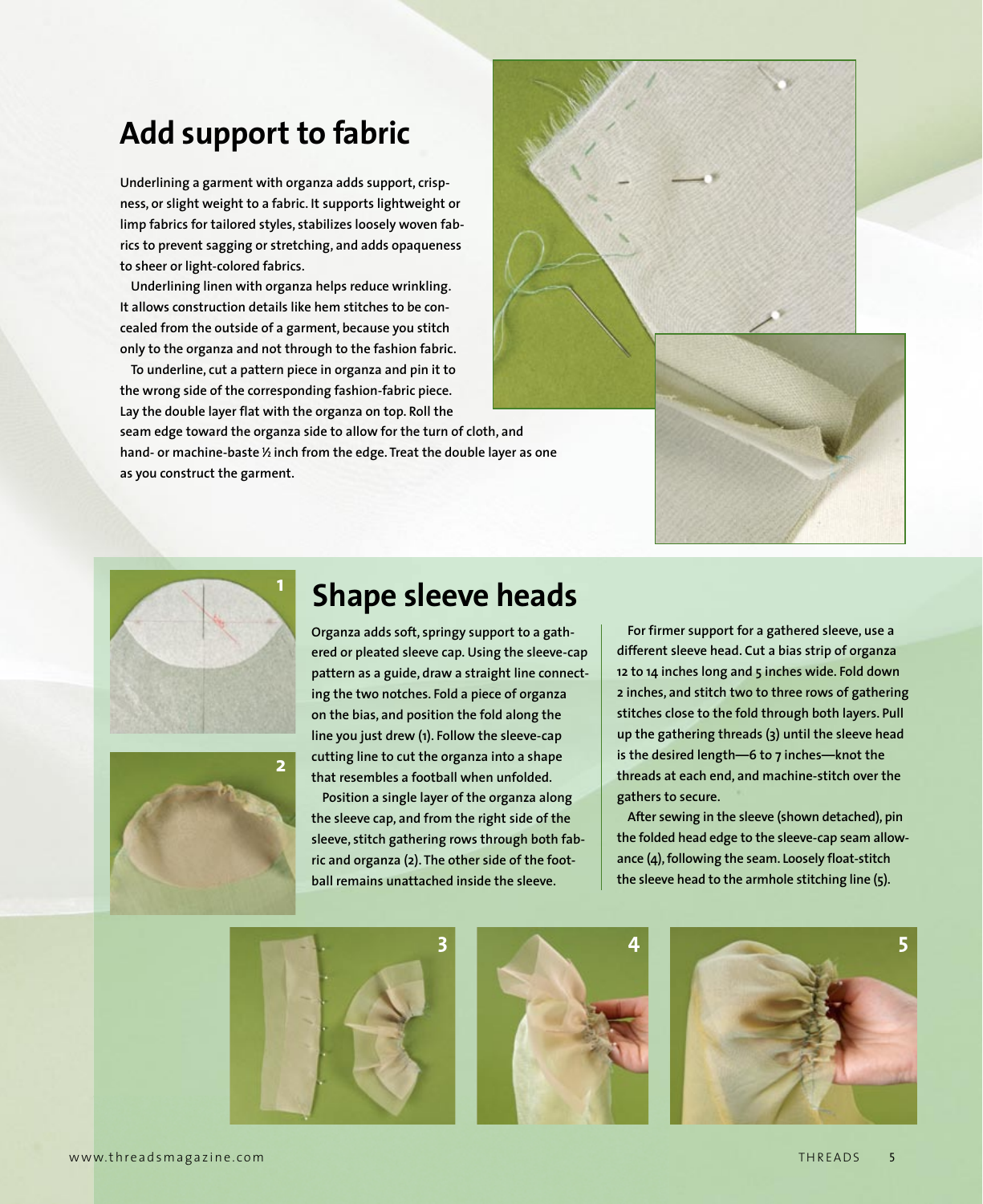## Add support to fabric

Underlining a garment with organza adds support, crispness, or slight weight to a fabric. It supports lightweight or limp fabrics for tailored styles, stabilizes loosely woven fabrics to prevent sagging or stretching, and adds opaqueness to sheer or light-colored fabrics.

Underlining linen with organza helps reduce wrinkling. It allows construction details like hem stitches to be concealed from the outside of a garment, because you stitch only to the organza and not through to the fashion fabric.

To underline, cut a pattern piece in organza and pin it to the wrong side of the corresponding fashion-fabric piece. Lay the double layer flat with the organza on top. Roll the seam edge toward the organza side to allow for the turn of cloth, and hand- or machine-baste ½ inch from the edge. Treat the double layer as one as you construct the garment.

## Shape sleeve heads

Organza adds soft, springy support to a gathered or pleated sleeve cap. Using the sleeve-cap pattern as a guide, draw a straight line connecting the two notches. Fold a piece of organza on the bias, and position the fold along the line you just drew (1). Follow the sleeve-cap cutting line to cut the organza into a shape that resembles a football when unfolded.

Position a single layer of the organza along the sleeve cap, and from the right side of the sleeve, stitch gathering rows through both fabric and organza (2). The other side of the football remains unattached inside the sleeve.

For firmer support for a gathered sleeve, use a different sleeve head. Cut a bias strip of organza 12 to 14 inches long and 5 inches wide. Fold down 2 inches, and stitch two to three rows of gathering stitches close to the fold through both layers. Pull up the gathering threads (3) until the sleeve head is the desired length—6 to 7 inches—knot the threads at each end, and machine-stitch over the gathers to secure.

After sewing in the sleeve (shown detached), pin the folded head edge to the sleeve-cap seam allowance (4), following the seam. Loosely float-stitch the sleeve head to the armhole stitching line (5).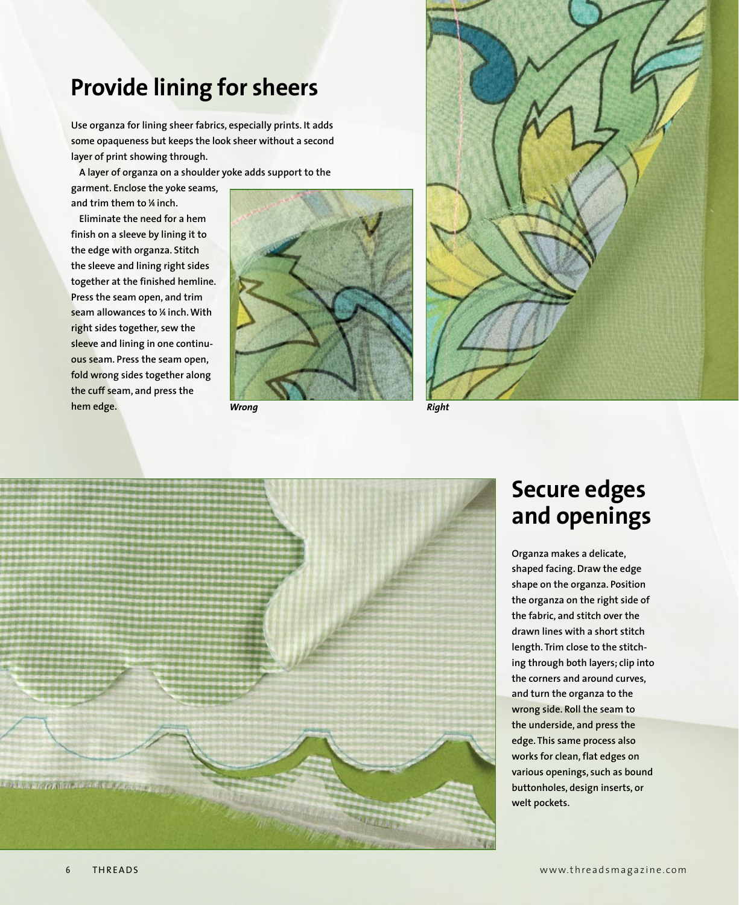## Provide lining for sheers

Use organza for lining sheer fabrics, especially prints. It adds some opaqueness but keeps the look sheer without a second layer of print showing through.

A layer of organza on a shoulder yoke adds support to the garment. Enclose the yoke seams, and trim them to ¼ inch.

Eliminate the need for a hem finish on a sleeve by lining it to the edge with organza. Stitch the sleeve and lining right sides together at the finished hemline. Press the seam open, and trim seam allowances to ¼ inch. With right sides together, sew the sleeve and lining in one continuous seam. Press the seam open, fold wrong sides together along the cuff seam, and press the hem edge.

*Wrong*

*Right*

## Secure edges and openings

Organza makes a delicate, shaped facing. Draw the edge shape on the organza. Position the organza on the right side of the fabric, and stitch over the drawn lines with a short stitch length. Trim close to the stitching through both layers; clip into the corners and around curves, and turn the organza to the wrong side. Roll the seam to the underside, and press the edge. This same process also works for clean, flat edges on various openings, such as bound buttonholes, design inserts, or welt pockets.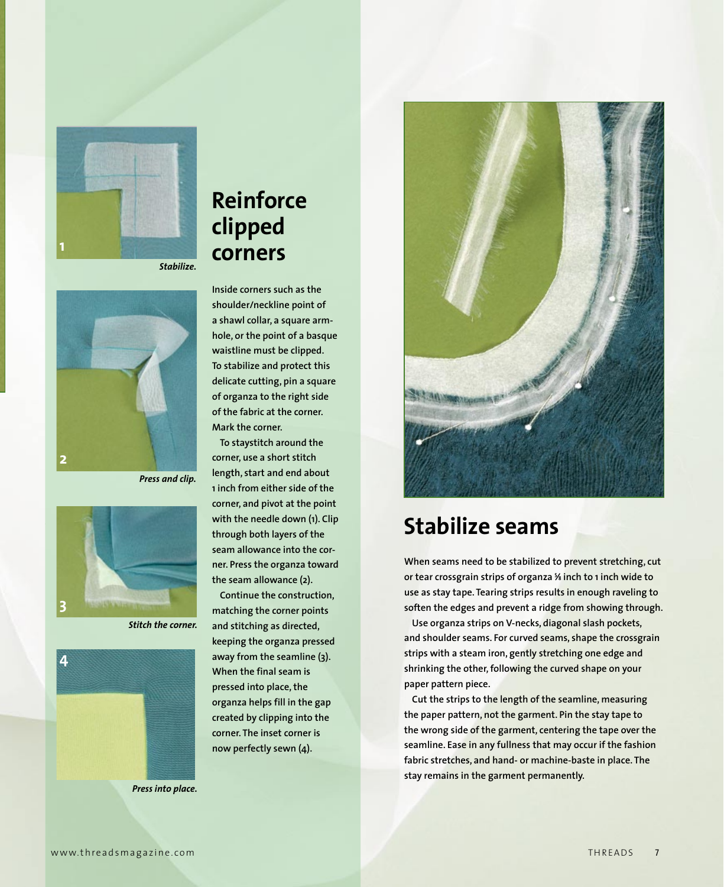## Reinforce clipped corners

*Stabilize.*

*Press and clip.*

*Stitch the corner.*

*Press into place.*

Inside corners such as the shoulder/neckline point of a shawl collar, a square armhole, or the point of a basque waistline must be clipped. To stabilize and protect this delicate cutting, pin a square of organza to the right side of the fabric at the corner. Mark the corner.

To staystitch around the corner, use a short stitch length, start and end about 1 inch from either side of the corner, and pivot at the point with the needle down (1). Clip through both layers of the seam allowance into the corner. Press the organza toward the seam allowance (2).

Continue the construction, matching the corner points and stitching as directed, keeping the organza pressed away from the seamline (3). When the final seam is pressed into place, the organza helps fill in the gap created by clipping into the corner. The inset corner is now perfectly sewn (4).

## Stabilize seams

When seams need to be stabilized to prevent stretching, cut or tear crossgrain strips of organza ⅝ inch to 1 inch wide to use as stay tape. Tearing strips results in enough raveling to soften the edges and prevent a ridge from showing through.

Use organza strips on V-necks, diagonal slash pockets, and shoulder seams. For curved seams, shape the crossgrain strips with a steam iron, gently stretching one edge and shrinking the other, following the curved shape on your paper pattern piece.

Cut the strips to the length of the seamline, measuring the paper pattern, not the garment. Pin the stay tape to the wrong side of the garment, centering the tape over the seamline. Ease in any fullness that may occur if the fashion fabric stretches, and hand- or machine-baste in place. The stay remains in the garment permanently.